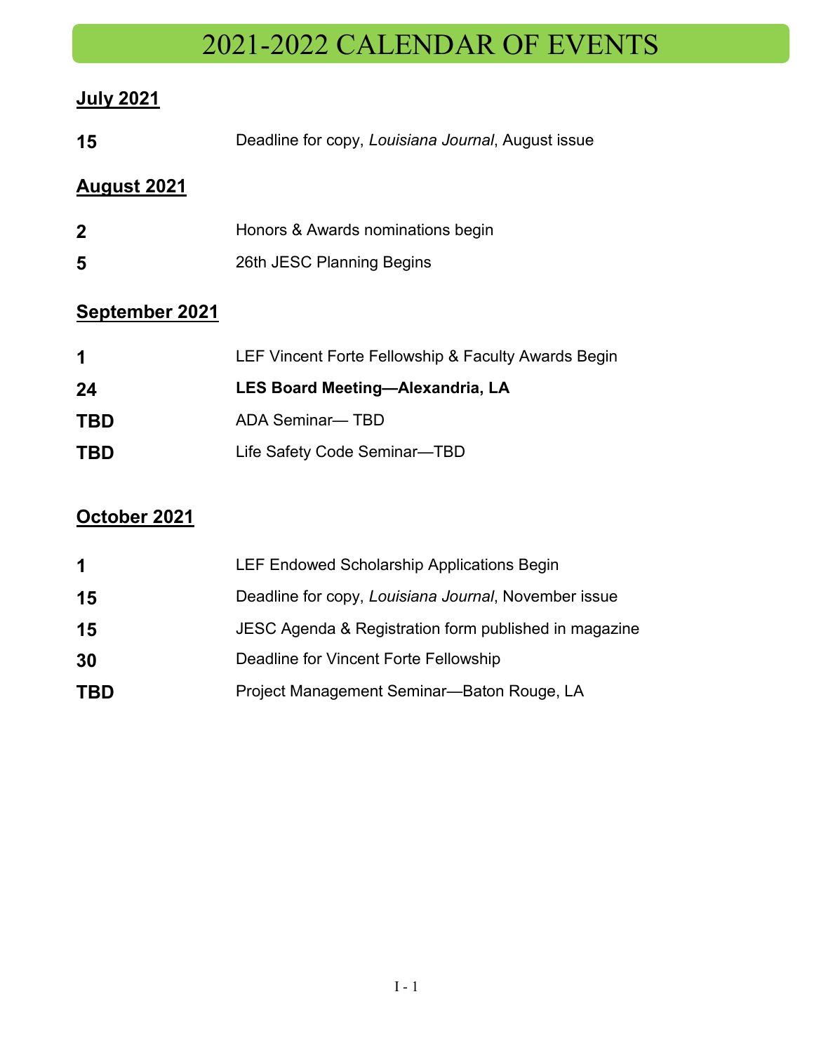# 2021-2022 CALENDAR OF EVENTS

## July 2021

| | |
|---|---|
| **15** | Deadline for copy, *Louisiana Journal*, August issue |

## August 2021

| | |
|---|---|
| **2** | Honors & Awards nominations begin |
| **5** | 26th JESC Planning Begins |

## September 2021

| | |
|---|---|
| **1** | LEF Vincent Forte Fellowship & Faculty Awards Begin |
| **24** | **LES Board Meeting—Alexandria, LA** |
| **TBD** | ADA Seminar— TBD |
| **TBD** | Life Safety Code Seminar—TBD |

## October 2021

| | |
|---|---|
| **1** | LEF Endowed Scholarship Applications Begin |
| **15** | Deadline for copy, *Louisiana Journal*, November issue |
| **15** | JESC Agenda & Registration form published in magazine |
| **30** | Deadline for Vincent Forte Fellowship |
| **TBD** | Project Management Seminar—Baton Rouge, LA |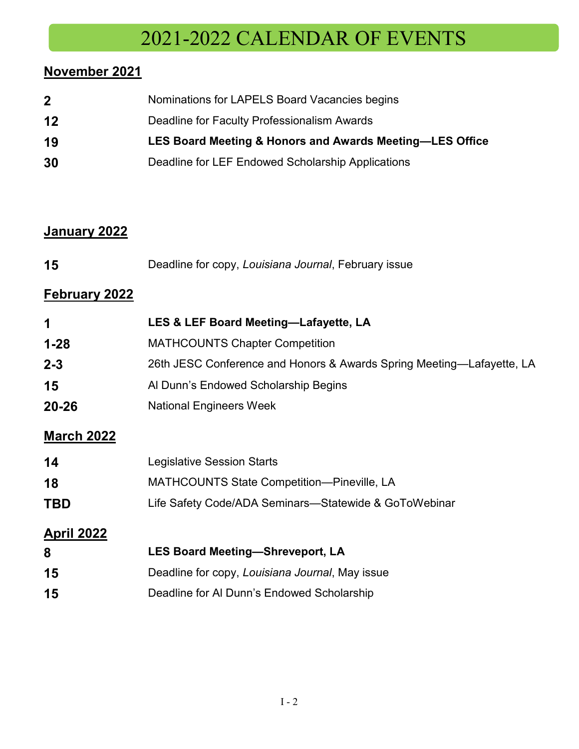# 2021-2022 CALENDAR OF EVENTS

## November 2021

| | |
|---|---|
| **2** | Nominations for LAPELS Board Vacancies begins |
| **12** | Deadline for Faculty Professionalism Awards |
| **19** | **LES Board Meeting & Honors and Awards Meeting—LES Office** |
| **30** | Deadline for LEF Endowed Scholarship Applications |

## January 2022

| | |
|---|---|
| **15** | Deadline for copy, *Louisiana Journal*, February issue |

## February 2022

| | |
|---|---|
| **1** | **LES & LEF Board Meeting—Lafayette, LA** |
| **1-28** | MATHCOUNTS Chapter Competition |
| **2-3** | 26th JESC Conference and Honors & Awards Spring Meeting—Lafayette, LA |
| **15** | Al Dunn's Endowed Scholarship Begins |
| **20-26** | National Engineers Week |

## March 2022

| | |
|---|---|
| **14** | Legislative Session Starts |
| **18** | MATHCOUNTS State Competition—Pineville, LA |
| **TBD** | Life Safety Code/ADA Seminars—Statewide & GoToWebinar |

## April 2022

| | |
|---|---|
| **8** | **LES Board Meeting—Shreveport, LA** |
| **15** | Deadline for copy, *Louisiana Journal*, May issue |
| **15** | Deadline for Al Dunn's Endowed Scholarship |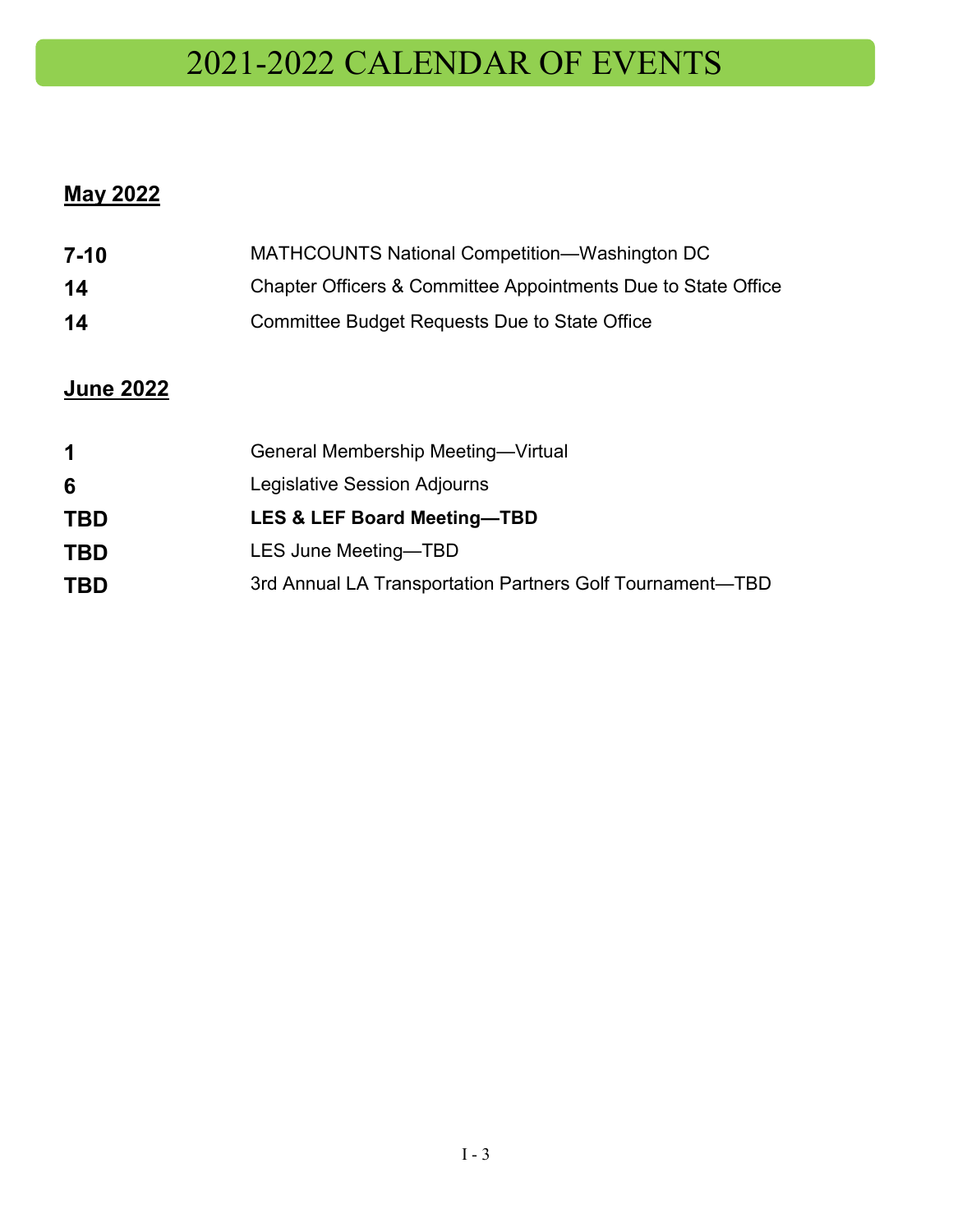# 2021-2022 CALENDAR OF EVENTS

**May 2022**

| | |
|---|---|
| **7-10** | MATHCOUNTS National Competition—Washington DC |
| **14** | Chapter Officers & Committee Appointments Due to State Office |
| **14** | Committee Budget Requests Due to State Office |

**June 2022**

| | |
|---|---|
| **1** | General Membership Meeting—Virtual |
| **6** | Legislative Session Adjourns |
| **TBD** | **LES & LEF Board Meeting—TBD** |
| **TBD** | LES June Meeting—TBD |
| **TBD** | 3rd Annual LA Transportation Partners Golf Tournament—TBD |